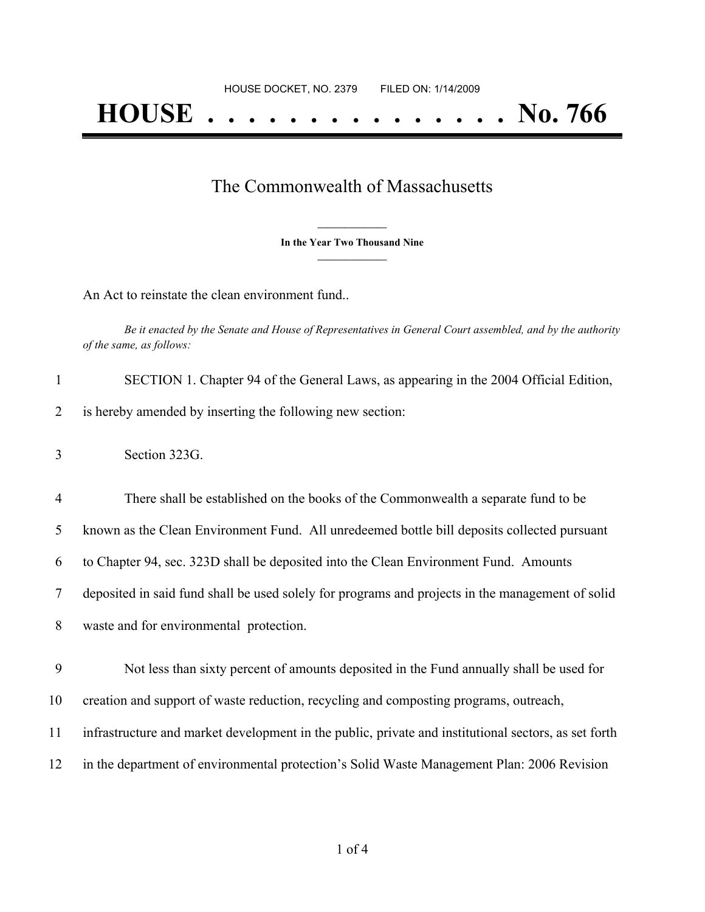HOUSE DOCKET, NO. 2379 FILED ON: 1/14/2009

# HOUSE . . . . . . . . . . . . . . . No. 766

## The Commonwealth of Massachusetts

**In the Year Two Thousand Nine**

An Act to reinstate the clean environment fund..

*Be it enacted by the Senate and House of Representatives in General Court assembled, and by the authority of the same, as follows:*

1 SECTION 1. Chapter 94 of the General Laws, as appearing in the 2004 Official Edition,
2 is hereby amended by inserting the following new section:

3 Section 323G.

4 There shall be established on the books of the Commonwealth a separate fund to be
5 known as the Clean Environment Fund. All unredeemed bottle bill deposits collected pursuant
6 to Chapter 94, sec. 323D shall be deposited into the Clean Environment Fund. Amounts
7 deposited in said fund shall be used solely for programs and projects in the management of solid
8 waste and for environmental protection.

9 Not less than sixty percent of amounts deposited in the Fund annually shall be used for
10 creation and support of waste reduction, recycling and composting programs, outreach,
11 infrastructure and market development in the public, private and institutional sectors, as set forth
12 in the department of environmental protection's Solid Waste Management Plan: 2006 Revision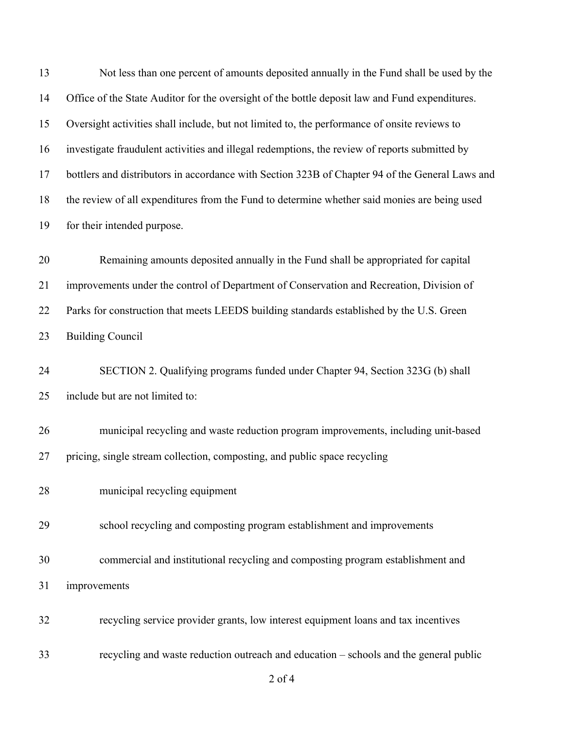Not less than one percent of amounts deposited annually in the Fund shall be used by the Office of the State Auditor for the oversight of the bottle deposit law and Fund expenditures. Oversight activities shall include, but not limited to, the performance of onsite reviews to investigate fraudulent activities and illegal redemptions, the review of reports submitted by bottlers and distributors in accordance with Section 323B of Chapter 94 of the General Laws and the review of all expenditures from the Fund to determine whether said monies are being used for their intended purpose.

Remaining amounts deposited annually in the Fund shall be appropriated for capital improvements under the control of Department of Conservation and Recreation, Division of Parks for construction that meets LEEDS building standards established by the U.S. Green Building Council

SECTION 2. Qualifying programs funded under Chapter 94, Section 323G (b) shall include but are not limited to:

municipal recycling and waste reduction program improvements, including unit-based pricing, single stream collection, composting, and public space recycling

municipal recycling equipment

school recycling and composting program establishment and improvements

commercial and institutional recycling and composting program establishment and improvements

recycling service provider grants, low interest equipment loans and tax incentives

recycling and waste reduction outreach and education – schools and the general public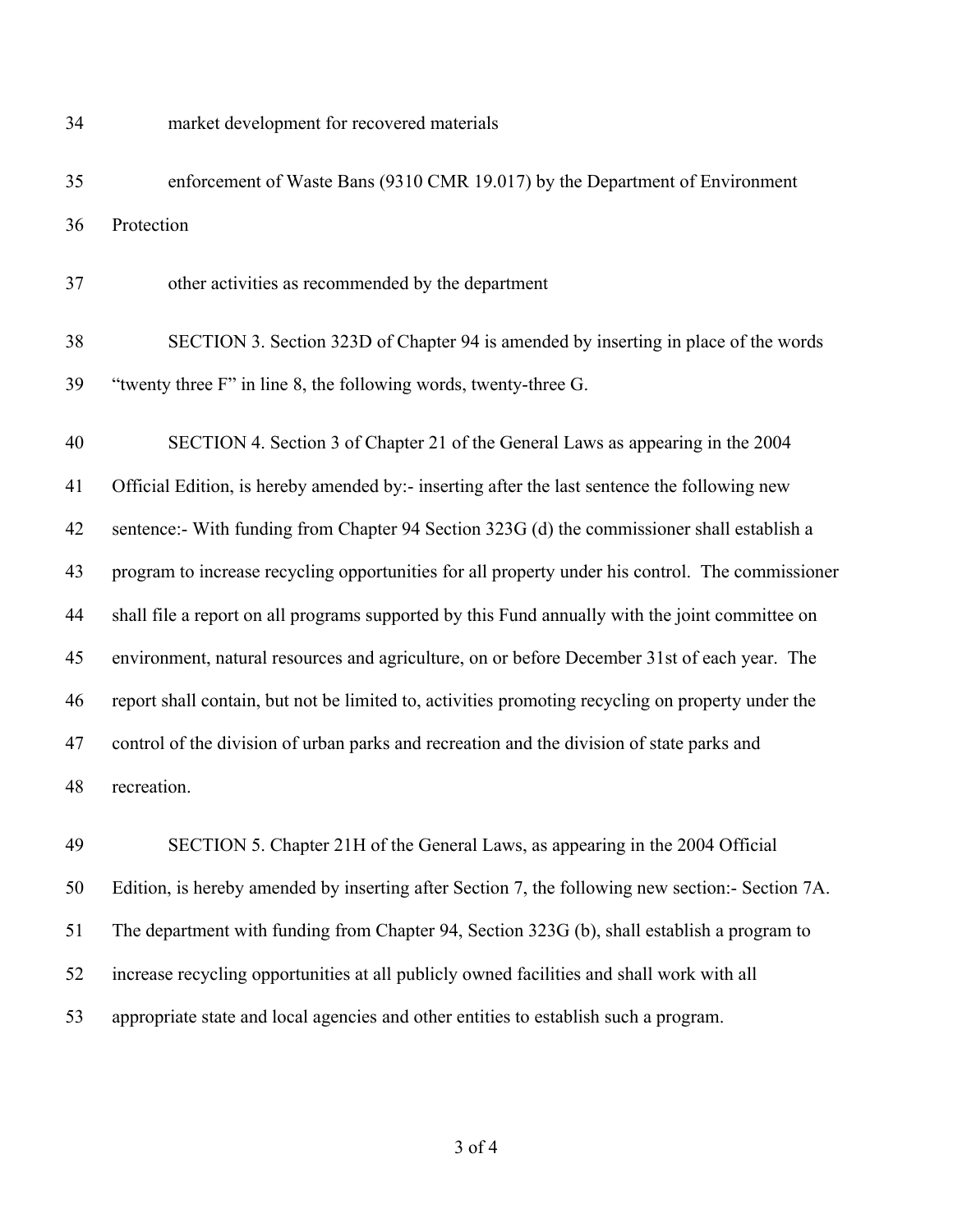market development for recovered materials

enforcement of Waste Bans (9310 CMR 19.017) by the Department of Environment Protection

other activities as recommended by the department

SECTION 3. Section 323D of Chapter 94 is amended by inserting in place of the words "twenty three F" in line 8, the following words, twenty-three G.

SECTION 4. Section 3 of Chapter 21 of the General Laws as appearing in the 2004 Official Edition, is hereby amended by:- inserting after the last sentence the following new sentence:- With funding from Chapter 94 Section 323G (d) the commissioner shall establish a program to increase recycling opportunities for all property under his control. The commissioner shall file a report on all programs supported by this Fund annually with the joint committee on environment, natural resources and agriculture, on or before December 31st of each year. The report shall contain, but not be limited to, activities promoting recycling on property under the control of the division of urban parks and recreation and the division of state parks and recreation.

SECTION 5. Chapter 21H of the General Laws, as appearing in the 2004 Official Edition, is hereby amended by inserting after Section 7, the following new section:- Section 7A. The department with funding from Chapter 94, Section 323G (b), shall establish a program to increase recycling opportunities at all publicly owned facilities and shall work with all appropriate state and local agencies and other entities to establish such a program.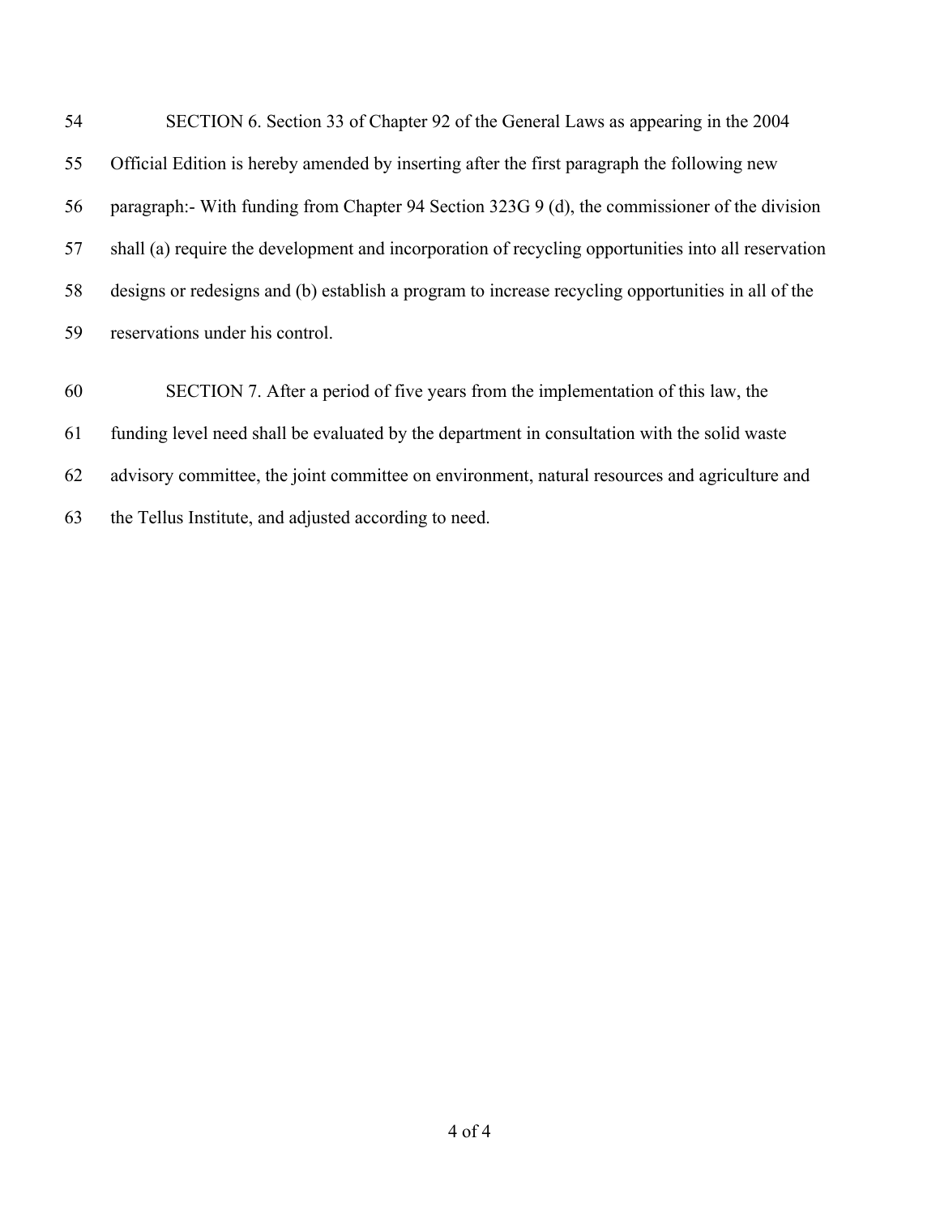SECTION 6. Section 33 of Chapter 92 of the General Laws as appearing in the 2004 Official Edition is hereby amended by inserting after the first paragraph the following new paragraph:- With funding from Chapter 94 Section 323G 9 (d), the commissioner of the division shall (a) require the development and incorporation of recycling opportunities into all reservation designs or redesigns and (b) establish a program to increase recycling opportunities in all of the reservations under his control.

SECTION 7. After a period of five years from the implementation of this law, the funding level need shall be evaluated by the department in consultation with the solid waste advisory committee, the joint committee on environment, natural resources and agriculture and the Tellus Institute, and adjusted according to need.